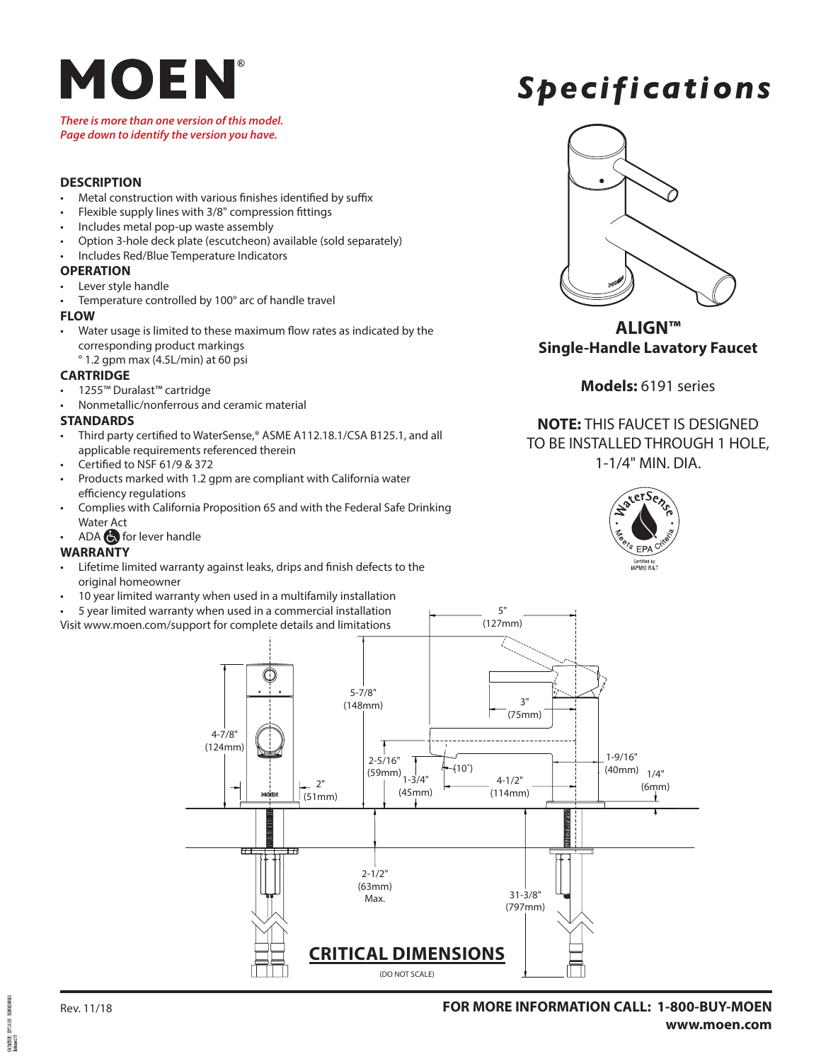# MOEN®

***There is more than one version of this model. Page down to identify the version you have.***

# *Specifications*

## ALIGN™
## Single-Handle Lavatory Faucet

**Models:** 6191 series

**NOTE:** THIS FAUCET IS DESIGNED TO BE INSTALLED THROUGH 1 HOLE, 1-1/4" MIN. DIA.

WaterSense
Meets EPA Criteria
Certified by IAPMO R&T

### DESCRIPTION
- Metal construction with various finishes identified by suffix
- Flexible supply lines with 3/8" compression fittings
- Includes metal pop-up waste assembly
- Option 3-hole deck plate (escutcheon) available (sold separately)
- Includes Red/Blue Temperature Indicators

### OPERATION
- Lever style handle
- Temperature controlled by 100° arc of handle travel

### FLOW
- Water usage is limited to these maximum flow rates as indicated by the corresponding product markings
  ° 1.2 gpm max (4.5L/min) at 60 psi

### CARTRIDGE
- 1255™ Duralast™ cartridge
- Nonmetallic/nonferrous and ceramic material

### STANDARDS
- Third party certified to WaterSense,® ASME A112.18.1/CSA B125.1, and all applicable requirements referenced therein
- Certified to NSF 61/9 & 372
- Products marked with 1.2 gpm are compliant with California water efficiency regulations
- Complies with California Proposition 65 and with the Federal Safe Drinking Water Act
- ADA ♿ for lever handle

### WARRANTY
- Lifetime limited warranty against leaks, drips and finish defects to the original homeowner
- 10 year limited warranty when used in a multifamily installation
- 5 year limited warranty when used in a commercial installation

Visit www.moen.com/support for complete details and limitations

## CRITICAL DIMENSIONS
(DO NOT SCALE)

5" (127mm)
5-7/8" (148mm)
3" (75mm)
4-7/8" (124mm)
2-5/16" (59mm)
(10°)
1-3/4" (45mm)
4-1/2" (114mm)
1-9/16" (40mm)
1/4" (6mm)
2" (51mm)
2-1/2" (63mm) Max.
31-3/8" (797mm)

Rev. 11/18

**FOR MORE INFORMATION CALL: 1-800-BUY-MOEN**
**www.moen.com**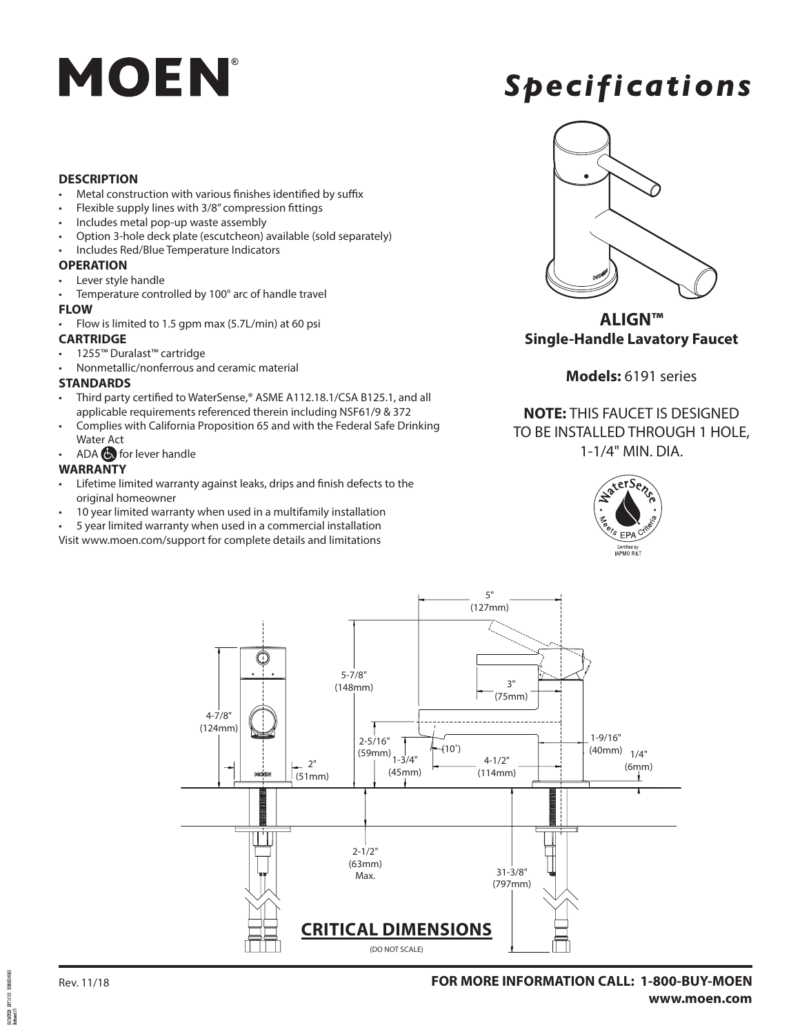# MOEN®

# *Specifications*

**DESCRIPTION**
- Metal construction with various finishes identified by suffix
- Flexible supply lines with 3/8″ compression fittings
- Includes metal pop-up waste assembly
- Option 3-hole deck plate (escutcheon) available (sold separately)
- Includes Red/Blue Temperature Indicators

**OPERATION**
- Lever style handle
- Temperature controlled by 100° arc of handle travel

**FLOW**
- Flow is limited to 1.5 gpm max (5.7L/min) at 60 psi

**CARTRIDGE**
- 1255™ Duralast™ cartridge
- Nonmetallic/nonferrous and ceramic material

**STANDARDS**
- Third party certified to WaterSense,® ASME A112.18.1/CSA B125.1, and all applicable requirements referenced therein including NSF61/9 & 372
- Complies with California Proposition 65 and with the Federal Safe Drinking Water Act
- ADA ♿ for lever handle

**WARRANTY**
- Lifetime limited warranty against leaks, drips and finish defects to the original homeowner
- 10 year limited warranty when used in a multifamily installation
- 5 year limited warranty when used in a commercial installation

Visit www.moen.com/support for complete details and limitations

**ALIGN™**
**Single-Handle Lavatory Faucet**

**Models:** 6191 series

**NOTE:** THIS FAUCET IS DESIGNED TO BE INSTALLED THROUGH 1 HOLE, 1-1/4" MIN. DIA.

WaterSense · Meets EPA Criteria
Certified by IAPMO R&T

5" (127mm)
5-7/8" (148mm)
3" (75mm)
4-7/8" (124mm)
2-5/16" (59mm)
(10°)
1-3/4" (45mm)
4-1/2" (114mm)
1-9/16" (40mm)
1/4" (6mm)
2" (51mm)
2-1/2" (63mm) Max.
31-3/8" (797mm)

## CRITICAL DIMENSIONS

(DO NOT SCALE)

Rev. 11/18

**FOR MORE INFORMATION CALL: 1-800-BUY-MOEN**
**www.moen.com**